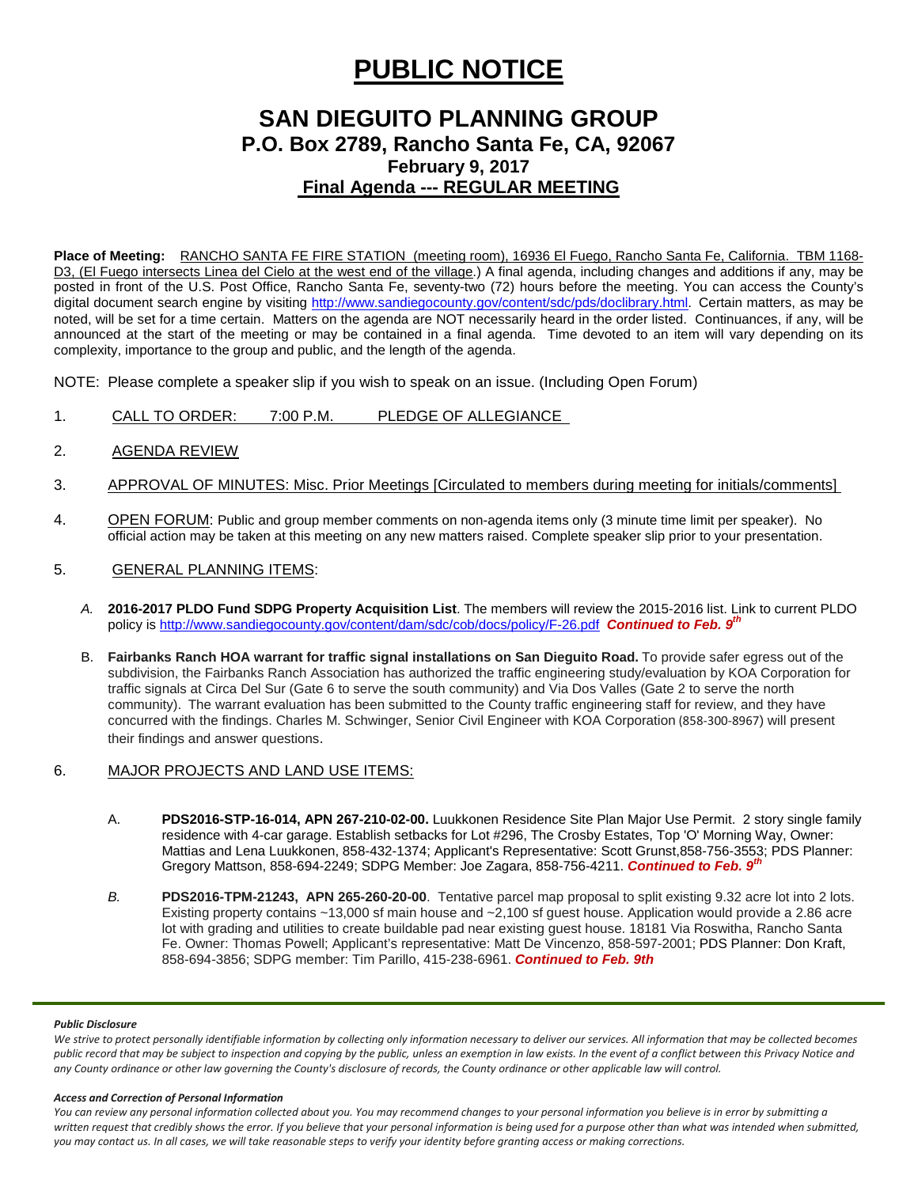# PUBLIC NOTICE

## SAN DIEGUITO PLANNING GROUP
### P.O. Box 2789, Rancho Santa Fe, CA, 92067
### February 9, 2017
### Final Agenda --- REGULAR MEETING

**Place of Meeting:** RANCHO SANTA FE FIRE STATION (meeting room), 16936 El Fuego, Rancho Santa Fe, California. TBM 1168-D3, (El Fuego intersects Linea del Cielo at the west end of the village.) A final agenda, including changes and additions if any, may be posted in front of the U.S. Post Office, Rancho Santa Fe, seventy-two (72) hours before the meeting. You can access the County's digital document search engine by visiting http://www.sandiegocounty.gov/content/sdc/pds/doclibrary.html. Certain matters, as may be noted, will be set for a time certain. Matters on the agenda are NOT necessarily heard in the order listed. Continuances, if any, will be announced at the start of the meeting or may be contained in a final agenda. Time devoted to an item will vary depending on its complexity, importance to the group and public, and the length of the agenda.

NOTE: Please complete a speaker slip if you wish to speak on an issue. (Including Open Forum)

1. CALL TO ORDER: 7:00 P.M. PLEDGE OF ALLEGIANCE

2. AGENDA REVIEW

3. APPROVAL OF MINUTES: Misc. Prior Meetings [Circulated to members during meeting for initials/comments]

4. OPEN FORUM: Public and group member comments on non-agenda items only (3 minute time limit per speaker). No official action may be taken at this meeting on any new matters raised. Complete speaker slip prior to your presentation.

5. GENERAL PLANNING ITEMS:

   *A.* **2016-2017 PLDO Fund SDPG Property Acquisition List**. The members will review the 2015-2016 list. Link to current PLDO policy is http://www.sandiegocounty.gov/content/dam/sdc/cob/docs/policy/F-26.pdf ***Continued to Feb. 9th***

   B. **Fairbanks Ranch HOA warrant for traffic signal installations on San Dieguito Road.** To provide safer egress out of the subdivision, the Fairbanks Ranch Association has authorized the traffic engineering study/evaluation by KOA Corporation for traffic signals at Circa Del Sur (Gate 6 to serve the south community) and Via Dos Valles (Gate 2 to serve the north community). The warrant evaluation has been submitted to the County traffic engineering staff for review, and they have concurred with the findings. Charles M. Schwinger, Senior Civil Engineer with KOA Corporation (858-300-8967) will present their findings and answer questions.

6. MAJOR PROJECTS AND LAND USE ITEMS:

   A. **PDS2016-STP-16-014, APN 267-210-02-00.** Luukkonen Residence Site Plan Major Use Permit. 2 story single family residence with 4-car garage. Establish setbacks for Lot #296, The Crosby Estates, Top 'O' Morning Way, Owner: Mattias and Lena Luukkonen, 858-432-1374; Applicant's Representative: Scott Grunst,858-756-3553; PDS Planner: Gregory Mattson, 858-694-2249; SDPG Member: Joe Zagara, 858-756-4211. ***Continued to Feb. 9th***

   *B.* **PDS2016-TPM-21243, APN 265-260-20-00**. Tentative parcel map proposal to split existing 9.32 acre lot into 2 lots. Existing property contains ~13,000 sf main house and ~2,100 sf guest house. Application would provide a 2.86 acre lot with grading and utilities to create buildable pad near existing guest house. 18181 Via Roswitha, Rancho Santa Fe. Owner: Thomas Powell; Applicant's representative: Matt De Vincenzo, 858-597-2001; PDS Planner: Don Kraft, 858-694-3856; SDPG member: Tim Parillo, 415-238-6961. ***Continued to Feb. 9th***

---

***Public Disclosure***

*We strive to protect personally identifiable information by collecting only information necessary to deliver our services. All information that may be collected becomes public record that may be subject to inspection and copying by the public, unless an exemption in law exists. In the event of a conflict between this Privacy Notice and any County ordinance or other law governing the County's disclosure of records, the County ordinance or other applicable law will control.*

***Access and Correction of Personal Information***

*You can review any personal information collected about you. You may recommend changes to your personal information you believe is in error by submitting a written request that credibly shows the error. If you believe that your personal information is being used for a purpose other than what was intended when submitted, you may contact us. In all cases, we will take reasonable steps to verify your identity before granting access or making corrections.*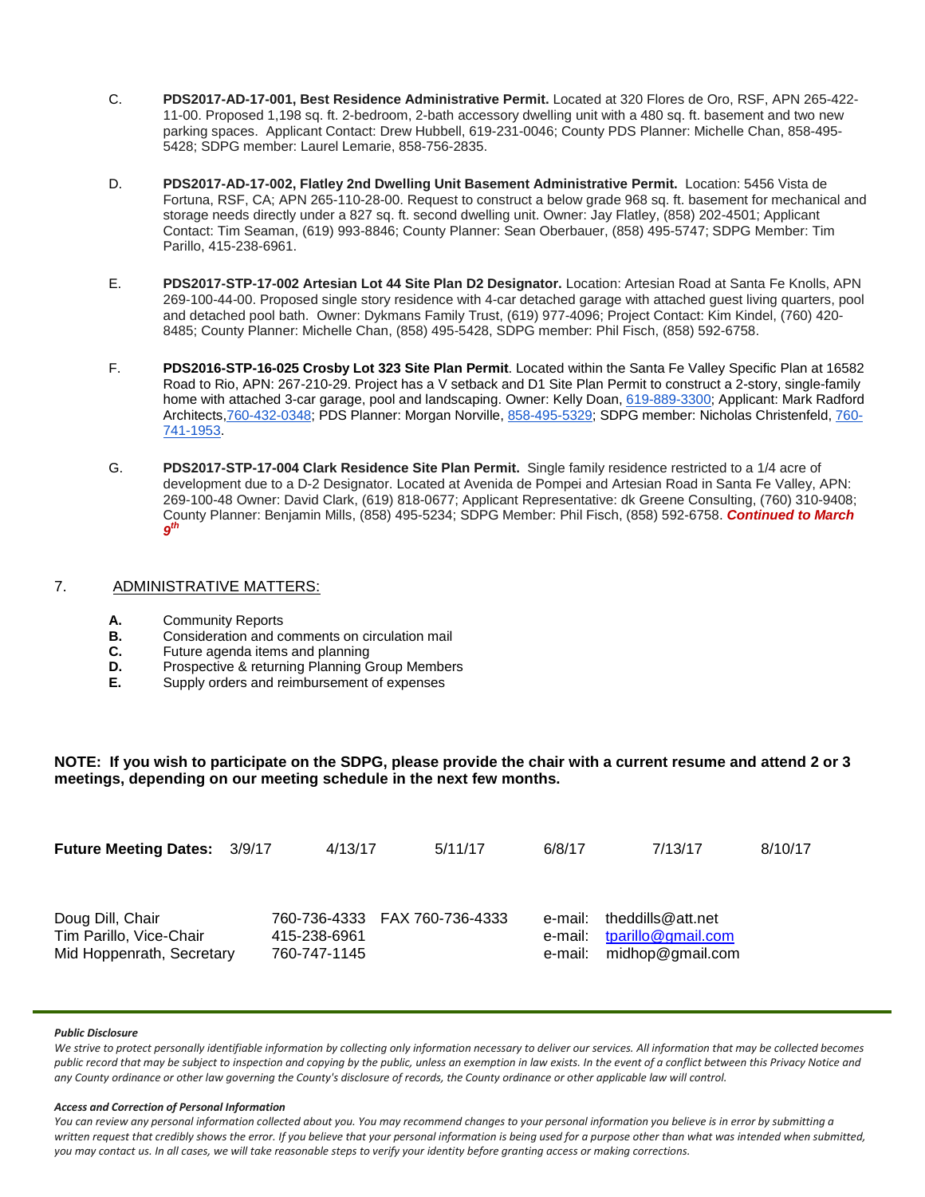C. **PDS2017-AD-17-001, Best Residence Administrative Permit.** Located at 320 Flores de Oro, RSF, APN 265-422-11-00. Proposed 1,198 sq. ft. 2-bedroom, 2-bath accessory dwelling unit with a 480 sq. ft. basement and two new parking spaces. Applicant Contact: Drew Hubbell, 619-231-0046; County PDS Planner: Michelle Chan, 858-495-5428; SDPG member: Laurel Lemarie, 858-756-2835.

D. **PDS2017-AD-17-002, Flatley 2nd Dwelling Unit Basement Administrative Permit.** Location: 5456 Vista de Fortuna, RSF, CA; APN 265-110-28-00. Request to construct a below grade 968 sq. ft. basement for mechanical and storage needs directly under a 827 sq. ft. second dwelling unit. Owner: Jay Flatley, (858) 202-4501; Applicant Contact: Tim Seaman, (619) 993-8846; County Planner: Sean Oberbauer, (858) 495-5747; SDPG Member: Tim Parillo, 415-238-6961.

E. **PDS2017-STP-17-002 Artesian Lot 44 Site Plan D2 Designator.** Location: Artesian Road at Santa Fe Knolls, APN 269-100-44-00. Proposed single story residence with 4-car detached garage with attached guest living quarters, pool and detached pool bath. Owner: Dykmans Family Trust, (619) 977-4096; Project Contact: Kim Kindel, (760) 420-8485; County Planner: Michelle Chan, (858) 495-5428, SDPG member: Phil Fisch, (858) 592-6758.

F. **PDS2016-STP-16-025 Crosby Lot 323 Site Plan Permit**. Located within the Santa Fe Valley Specific Plan at 16582 Road to Rio, APN: 267-210-29. Project has a V setback and D1 Site Plan Permit to construct a 2-story, single-family home with attached 3-car garage, pool and landscaping. Owner: Kelly Doan, 619-889-3300; Applicant: Mark Radford Architects, 760-432-0348; PDS Planner: Morgan Norville, 858-495-5329; SDPG member: Nicholas Christenfeld, 760-741-1953.

G. **PDS2017-STP-17-004 Clark Residence Site Plan Permit.** Single family residence restricted to a 1/4 acre of development due to a D-2 Designator. Located at Avenida de Pompei and Artesian Road in Santa Fe Valley, APN: 269-100-48 Owner: David Clark, (619) 818-0677; Applicant Representative: dk Greene Consulting, (760) 310-9408; County Planner: Benjamin Mills, (858) 495-5234; SDPG Member: Phil Fisch, (858) 592-6758. ***Continued to March 9th***

7. ADMINISTRATIVE MATTERS:

**A.** Community Reports
**B.** Consideration and comments on circulation mail
**C.** Future agenda items and planning
**D.** Prospective & returning Planning Group Members
**E.** Supply orders and reimbursement of expenses

**NOTE: If you wish to participate on the SDPG, please provide the chair with a current resume and attend 2 or 3 meetings, depending on our meeting schedule in the next few months.**

**Future Meeting Dates:** 3/9/17 4/13/17 5/11/17 6/8/17 7/13/17 8/10/17

| | | | | |
|---|---|---|---|---|
| Doug Dill, Chair | 760-736-4333 | FAX 760-736-4333 | e-mail: | theddills@att.net |
| Tim Parillo, Vice-Chair | 415-238-6961 | | e-mail: | tparillo@gmail.com |
| Mid Hoppenrath, Secretary | 760-747-1145 | | e-mail: | midhop@gmail.com |

***Public Disclosure***

*We strive to protect personally identifiable information by collecting only information necessary to deliver our services. All information that may be collected becomes public record that may be subject to inspection and copying by the public, unless an exemption in law exists. In the event of a conflict between this Privacy Notice and any County ordinance or other law governing the County's disclosure of records, the County ordinance or other applicable law will control.*

***Access and Correction of Personal Information***

*You can review any personal information collected about you. You may recommend changes to your personal information you believe is in error by submitting a written request that credibly shows the error. If you believe that your personal information is being used for a purpose other than what was intended when submitted, you may contact us. In all cases, we will take reasonable steps to verify your identity before granting access or making corrections.*